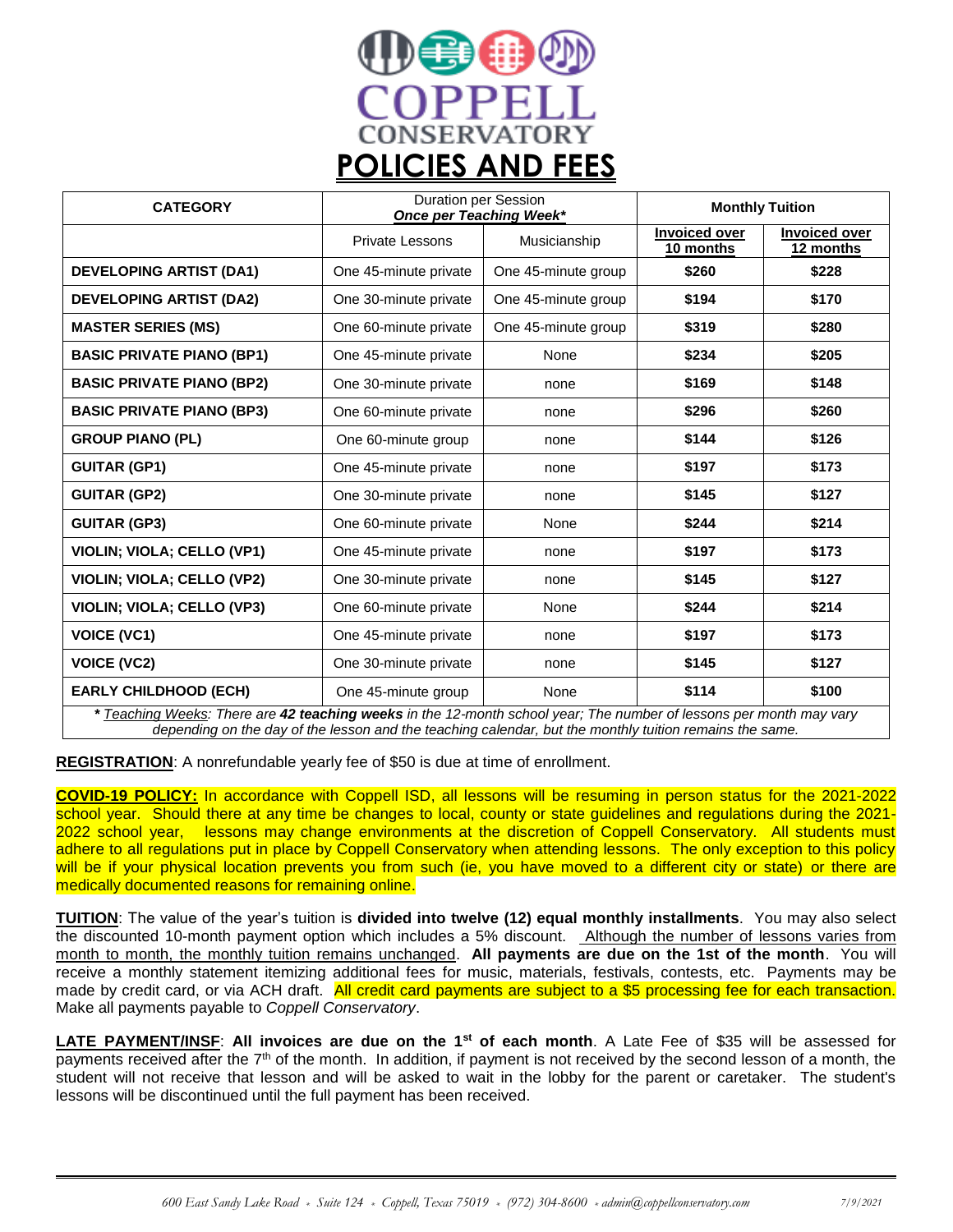# COPPELL CONSERVATORY

# POLICIES AND FEES

| CATEGORY | Duration per Session ***Once per Teaching Week**** | | Monthly Tuition | |
|---|---|---|---|---|
| | Private Lessons | Musicianship | Invoiced over 10 months | Invoiced over 12 months |
| **DEVELOPING ARTIST (DA1)** | One 45-minute private | One 45-minute group | **$260** | **$228** |
| **DEVELOPING ARTIST (DA2)** | One 30-minute private | One 45-minute group | **$194** | **$170** |
| **MASTER SERIES (MS)** | One 60-minute private | One 45-minute group | **$319** | **$280** |
| **BASIC PRIVATE PIANO (BP1)** | One 45-minute private | None | **$234** | **$205** |
| **BASIC PRIVATE PIANO (BP2)** | One 30-minute private | none | **$169** | **$148** |
| **BASIC PRIVATE PIANO (BP3)** | One 60-minute private | none | **$296** | **$260** |
| **GROUP PIANO (PL)** | One 60-minute group | none | **$144** | **$126** |
| **GUITAR (GP1)** | One 45-minute private | none | **$197** | **$173** |
| **GUITAR (GP2)** | One 30-minute private | none | **$145** | **$127** |
| **GUITAR (GP3)** | One 60-minute private | None | **$244** | **$214** |
| **VIOLIN; VIOLA; CELLO (VP1)** | One 45-minute private | none | **$197** | **$173** |
| **VIOLIN; VIOLA; CELLO (VP2)** | One 30-minute private | none | **$145** | **$127** |
| **VIOLIN; VIOLA; CELLO (VP3)** | One 60-minute private | None | **$244** | **$214** |
| **VOICE (VC1)** | One 45-minute private | none | **$197** | **$173** |
| **VOICE (VC2)** | One 30-minute private | none | **$145** | **$127** |
| **EARLY CHILDHOOD (ECH)** | One 45-minute group | None | **$114** | **$100** |

***** *Teaching Weeks: There are **42 teaching weeks** in the 12-month school year; The number of lessons per month may vary depending on the day of the lesson and the teaching calendar, but the monthly tuition remains the same.*

**REGISTRATION**: A nonrefundable yearly fee of $50 is due at time of enrollment.

**COVID-19 POLICY:** In accordance with Coppell ISD, all lessons will be resuming in person status for the 2021-2022 school year. Should there at any time be changes to local, county or state guidelines and regulations during the 2021-2022 school year, lessons may change environments at the discretion of Coppell Conservatory. All students must adhere to all regulations put in place by Coppell Conservatory when attending lessons. The only exception to this policy will be if your physical location prevents you from such (ie, you have moved to a different city or state) or there are medically documented reasons for remaining online.

**TUITION**: The value of the year's tuition is **divided into twelve (12) equal monthly installments**. You may also select the discounted 10-month payment option which includes a 5% discount. Although the number of lessons varies from month to month, the monthly tuition remains unchanged. **All payments are due on the 1st of the month**. You will receive a monthly statement itemizing additional fees for music, materials, festivals, contests, etc. Payments may be made by credit card, or via ACH draft. All credit card payments are subject to a $5 processing fee for each transaction. Make all payments payable to *Coppell Conservatory*.

**LATE PAYMENT/INSF**: **All invoices are due on the 1st of each month**. A Late Fee of $35 will be assessed for payments received after the 7th of the month. In addition, if payment is not received by the second lesson of a month, the student will not receive that lesson and will be asked to wait in the lobby for the parent or caretaker. The student's lessons will be discontinued until the full payment has been received.

*600 East Sandy Lake Road • Suite 124 • Coppell, Texas 75019 • (972) 304-8600 • admin@coppellconservatory.com* *7/9/2021*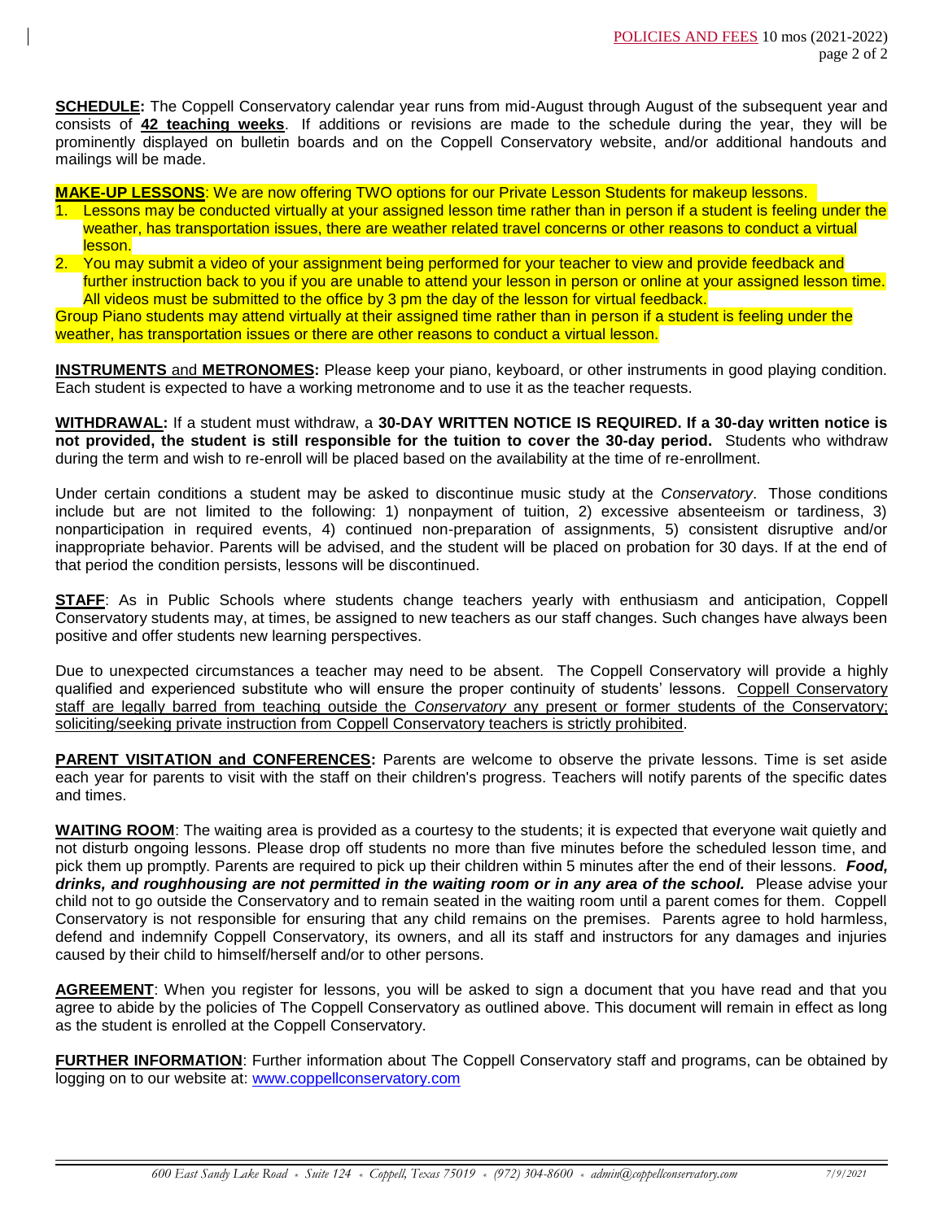**SCHEDULE:** The Coppell Conservatory calendar year runs from mid-August through August of the subsequent year and consists of **42 teaching weeks**. If additions or revisions are made to the schedule during the year, they will be prominently displayed on bulletin boards and on the Coppell Conservatory website, and/or additional handouts and mailings will be made.

**MAKE-UP LESSONS**: We are now offering TWO options for our Private Lesson Students for makeup lessons.

1. Lessons may be conducted virtually at your assigned lesson time rather than in person if a student is feeling under the weather, has transportation issues, there are weather related travel concerns or other reasons to conduct a virtual lesson.
2. You may submit a video of your assignment being performed for your teacher to view and provide feedback and further instruction back to you if you are unable to attend your lesson in person or online at your assigned lesson time. All videos must be submitted to the office by 3 pm the day of the lesson for virtual feedback.

Group Piano students may attend virtually at their assigned time rather than in person if a student is feeling under the weather, has transportation issues or there are other reasons to conduct a virtual lesson.

**INSTRUMENTS and METRONOMES:** Please keep your piano, keyboard, or other instruments in good playing condition. Each student is expected to have a working metronome and to use it as the teacher requests.

**WITHDRAWAL:** If a student must withdraw, a **30-DAY WRITTEN NOTICE IS REQUIRED. If a 30-day written notice is not provided, the student is still responsible for the tuition to cover the 30-day period.** Students who withdraw during the term and wish to re-enroll will be placed based on the availability at the time of re-enrollment.

Under certain conditions a student may be asked to discontinue music study at the *Conservatory*. Those conditions include but are not limited to the following: 1) nonpayment of tuition, 2) excessive absenteeism or tardiness, 3) nonparticipation in required events, 4) continued non-preparation of assignments, 5) consistent disruptive and/or inappropriate behavior. Parents will be advised, and the student will be placed on probation for 30 days. If at the end of that period the condition persists, lessons will be discontinued.

**STAFF**: As in Public Schools where students change teachers yearly with enthusiasm and anticipation, Coppell Conservatory students may, at times, be assigned to new teachers as our staff changes. Such changes have always been positive and offer students new learning perspectives.

Due to unexpected circumstances a teacher may need to be absent. The Coppell Conservatory will provide a highly qualified and experienced substitute who will ensure the proper continuity of students' lessons. Coppell Conservatory staff are legally barred from teaching outside the *Conservatory* any present or former students of the Conservatory; soliciting/seeking private instruction from Coppell Conservatory teachers is strictly prohibited.

**PARENT VISITATION and CONFERENCES:** Parents are welcome to observe the private lessons. Time is set aside each year for parents to visit with the staff on their children's progress. Teachers will notify parents of the specific dates and times.

**WAITING ROOM**: The waiting area is provided as a courtesy to the students; it is expected that everyone wait quietly and not disturb ongoing lessons. Please drop off students no more than five minutes before the scheduled lesson time, and pick them up promptly. Parents are required to pick up their children within 5 minutes after the end of their lessons. ***Food, drinks, and roughhousing are not permitted in the waiting room or in any area of the school.*** Please advise your child not to go outside the Conservatory and to remain seated in the waiting room until a parent comes for them. Coppell Conservatory is not responsible for ensuring that any child remains on the premises. Parents agree to hold harmless, defend and indemnify Coppell Conservatory, its owners, and all its staff and instructors for any damages and injuries caused by their child to himself/herself and/or to other persons.

**AGREEMENT**: When you register for lessons, you will be asked to sign a document that you have read and that you agree to abide by the policies of The Coppell Conservatory as outlined above. This document will remain in effect as long as the student is enrolled at the Coppell Conservatory.

**FURTHER INFORMATION**: Further information about The Coppell Conservatory staff and programs, can be obtained by logging on to our website at: www.coppellconservatory.com

*600 East Sandy Lake Road * Suite 124 * Coppell, Texas 75019 * (972) 304-8600 * admin@coppellconservatory.com*